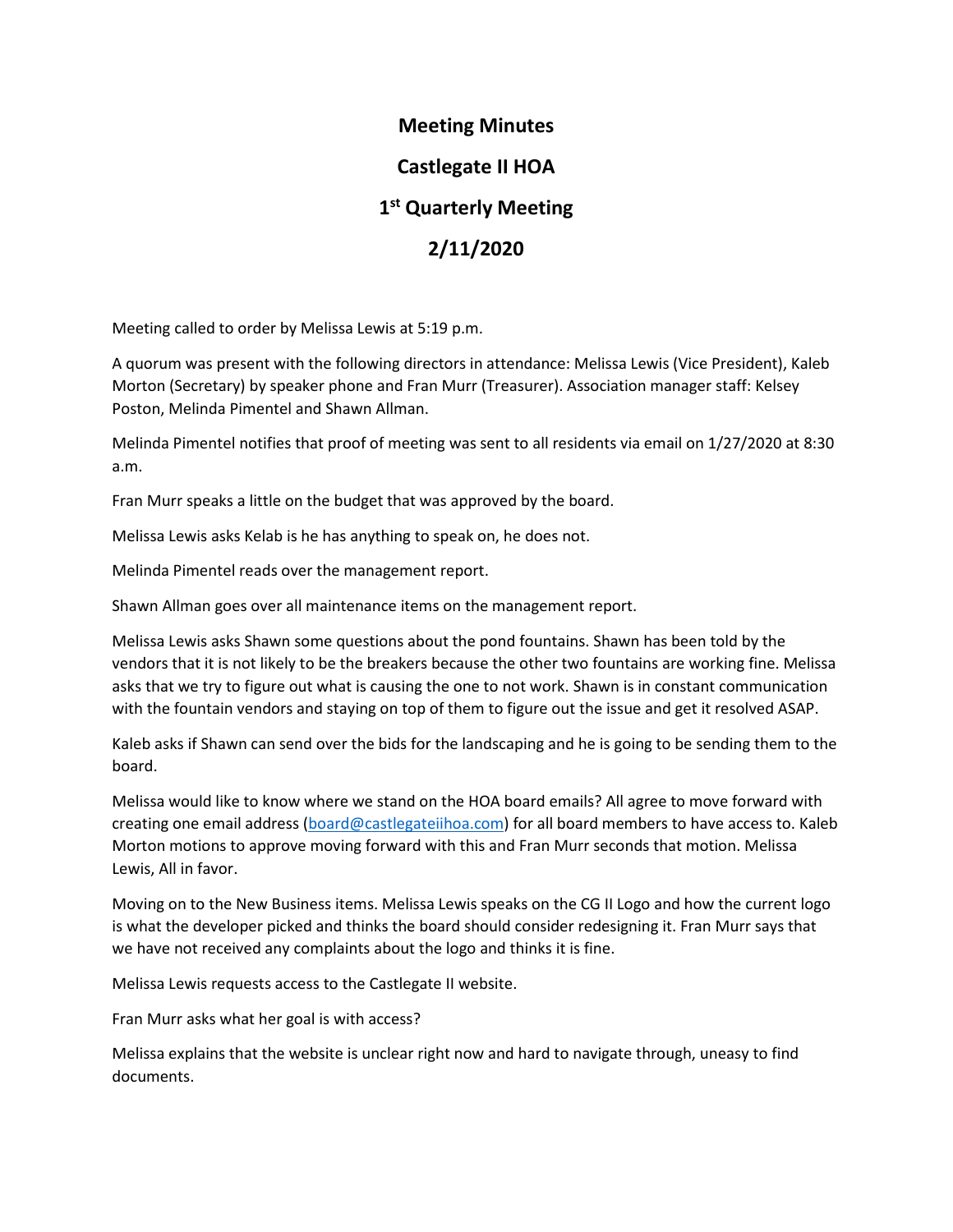# Meeting Minutes

# Castlegate II HOA

# 1st Quarterly Meeting

# 2/11/2020

Meeting called to order by Melissa Lewis at 5:19 p.m.

A quorum was present with the following directors in attendance: Melissa Lewis (Vice President), Kaleb Morton (Secretary) by speaker phone and Fran Murr (Treasurer). Association manager staff: Kelsey Poston, Melinda Pimentel and Shawn Allman.

Melinda Pimentel notifies that proof of meeting was sent to all residents via email on 1/27/2020 at 8:30 a.m.

Fran Murr speaks a little on the budget that was approved by the board.

Melissa Lewis asks Kelab is he has anything to speak on, he does not.

Melinda Pimentel reads over the management report.

Shawn Allman goes over all maintenance items on the management report.

Melissa Lewis asks Shawn some questions about the pond fountains. Shawn has been told by the vendors that it is not likely to be the breakers because the other two fountains are working fine. Melissa asks that we try to figure out what is causing the one to not work. Shawn is in constant communication with the fountain vendors and staying on top of them to figure out the issue and get it resolved ASAP.

Kaleb asks if Shawn can send over the bids for the landscaping and he is going to be sending them to the board.

Melissa would like to know where we stand on the HOA board emails? All agree to move forward with creating one email address (board@castlegateiihoa.com) for all board members to have access to. Kaleb Morton motions to approve moving forward with this and Fran Murr seconds that motion. Melissa Lewis, All in favor.

Moving on to the New Business items. Melissa Lewis speaks on the CG II Logo and how the current logo is what the developer picked and thinks the board should consider redesigning it. Fran Murr says that we have not received any complaints about the logo and thinks it is fine.

Melissa Lewis requests access to the Castlegate II website.

Fran Murr asks what her goal is with access?

Melissa explains that the website is unclear right now and hard to navigate through, uneasy to find documents.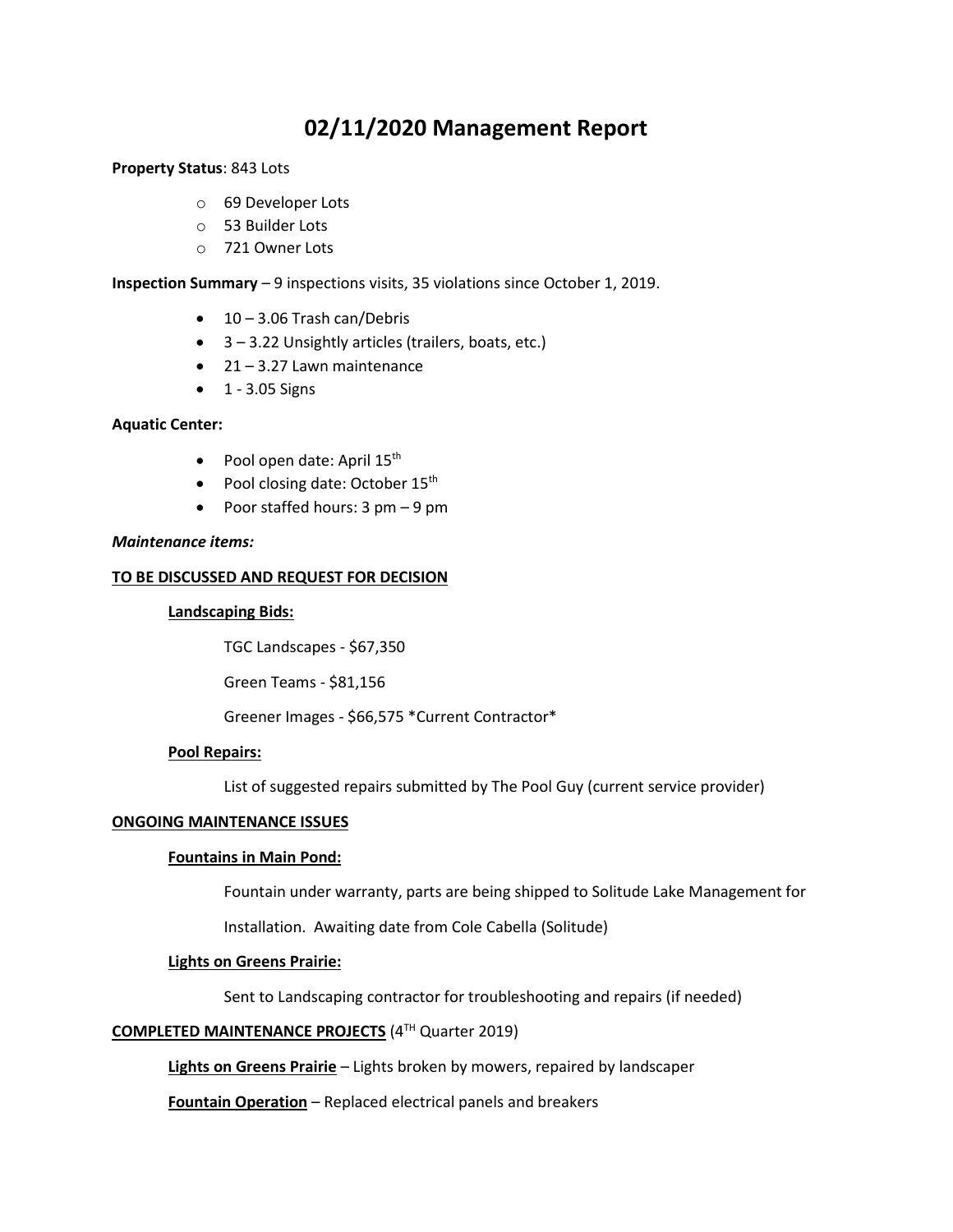# 02/11/2020 Management Report

**Property Status**: 843 Lots

- 69 Developer Lots
- 53 Builder Lots
- 721 Owner Lots

**Inspection Summary** – 9 inspections visits, 35 violations since October 1, 2019.

- 10 – 3.06 Trash can/Debris
- 3 – 3.22 Unsightly articles (trailers, boats, etc.)
- 21 – 3.27 Lawn maintenance
- 1 - 3.05 Signs

**Aquatic Center:**

- Pool open date: April 15th
- Pool closing date: October 15th
- Poor staffed hours: 3 pm – 9 pm

***Maintenance items:***

**TO BE DISCUSSED AND REQUEST FOR DECISION**

**Landscaping Bids:**

TGC Landscapes - $67,350

Green Teams - $81,156

Greener Images - $66,575 *Current Contractor*

**Pool Repairs:**

List of suggested repairs submitted by The Pool Guy (current service provider)

**ONGOING MAINTENANCE ISSUES**

**Fountains in Main Pond:**

Fountain under warranty, parts are being shipped to Solitude Lake Management for Installation. Awaiting date from Cole Cabella (Solitude)

**Lights on Greens Prairie:**

Sent to Landscaping contractor for troubleshooting and repairs (if needed)

**COMPLETED MAINTENANCE PROJECTS** (4TH Quarter 2019)

**Lights on Greens Prairie** – Lights broken by mowers, repaired by landscaper

**Fountain Operation** – Replaced electrical panels and breakers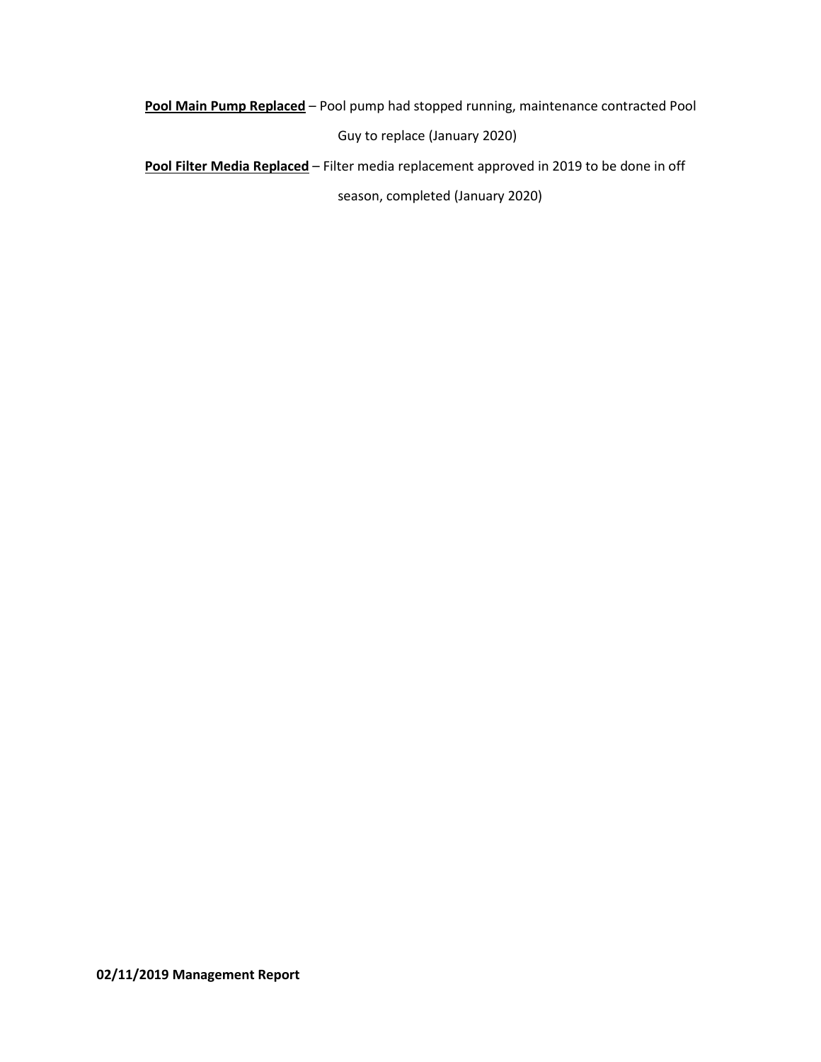**Pool Main Pump Replaced** – Pool pump had stopped running, maintenance contracted Pool Guy to replace (January 2020)

**Pool Filter Media Replaced** – Filter media replacement approved in 2019 to be done in off season, completed (January 2020)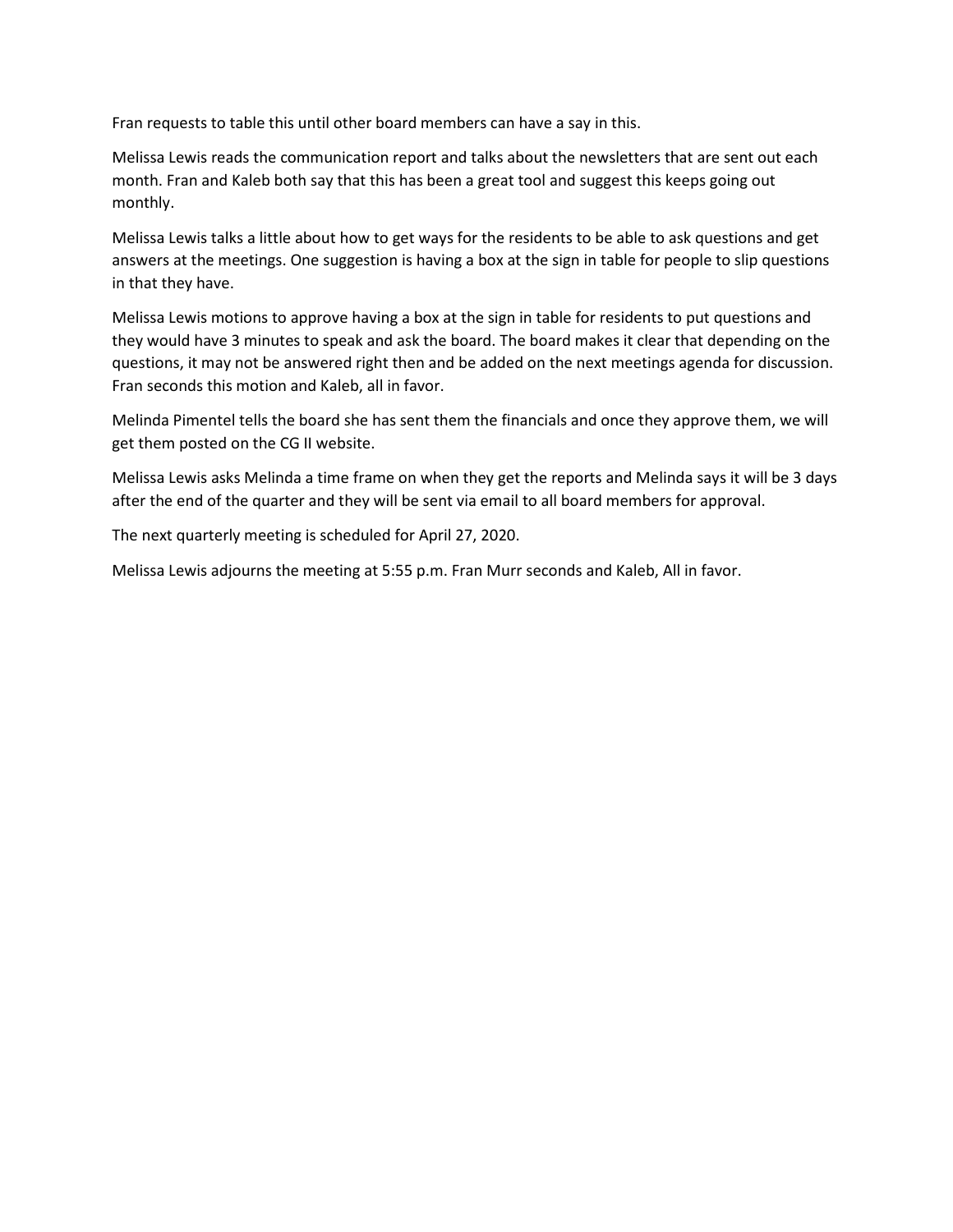Fran requests to table this until other board members can have a say in this.

Melissa Lewis reads the communication report and talks about the newsletters that are sent out each month. Fran and Kaleb both say that this has been a great tool and suggest this keeps going out monthly.

Melissa Lewis talks a little about how to get ways for the residents to be able to ask questions and get answers at the meetings. One suggestion is having a box at the sign in table for people to slip questions in that they have.

Melissa Lewis motions to approve having a box at the sign in table for residents to put questions and they would have 3 minutes to speak and ask the board. The board makes it clear that depending on the questions, it may not be answered right then and be added on the next meetings agenda for discussion. Fran seconds this motion and Kaleb, all in favor.

Melinda Pimentel tells the board she has sent them the financials and once they approve them, we will get them posted on the CG II website.

Melissa Lewis asks Melinda a time frame on when they get the reports and Melinda says it will be 3 days after the end of the quarter and they will be sent via email to all board members for approval.

The next quarterly meeting is scheduled for April 27, 2020.

Melissa Lewis adjourns the meeting at 5:55 p.m. Fran Murr seconds and Kaleb, All in favor.